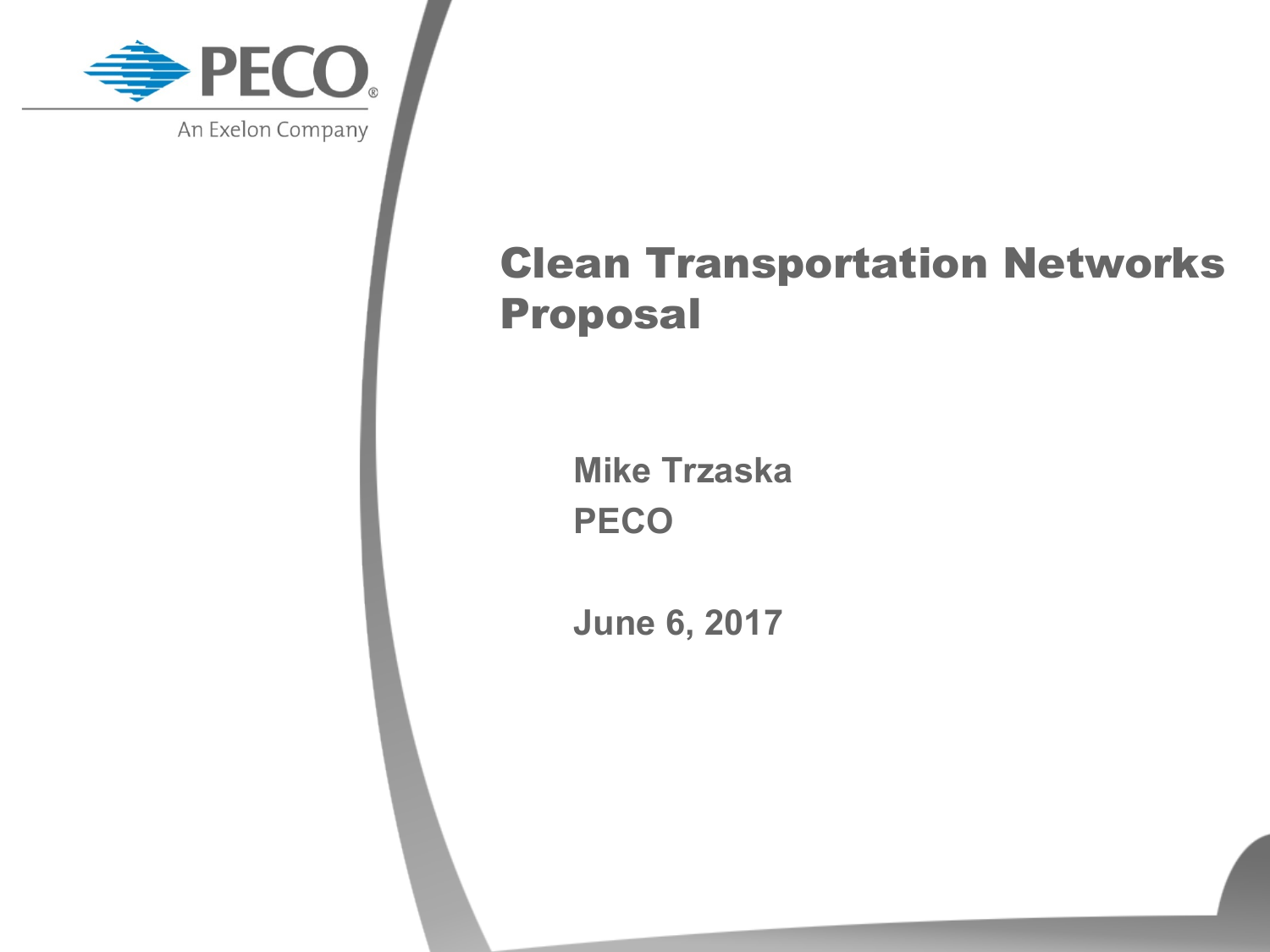PECO

An Exelon Company

# Clean Transportation Networks Proposal

**Mike Trzaska**
**PECO**

**June 6, 2017**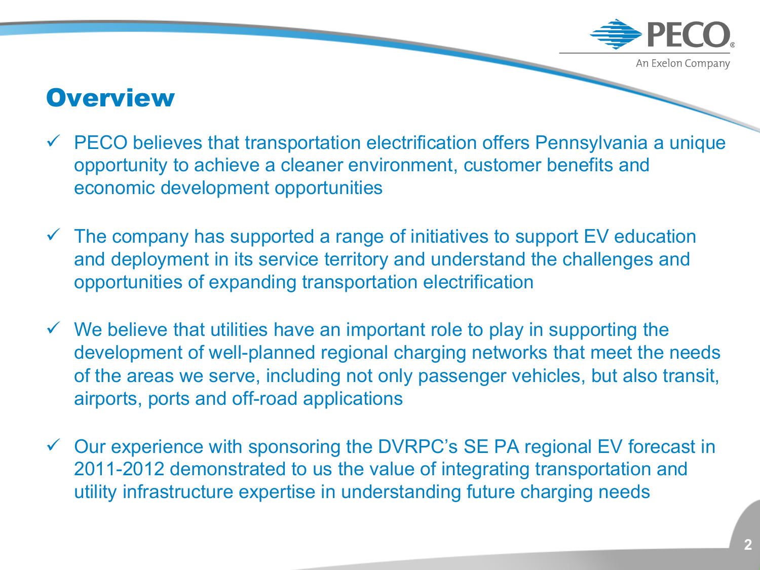# Overview

- ✓ PECO believes that transportation electrification offers Pennsylvania a unique opportunity to achieve a cleaner environment, customer benefits and economic development opportunities
- ✓ The company has supported a range of initiatives to support EV education and deployment in its service territory and understand the challenges and opportunities of expanding transportation electrification
- ✓ We believe that utilities have an important role to play in supporting the development of well-planned regional charging networks that meet the needs of the areas we serve, including not only passenger vehicles, but also transit, airports, ports and off-road applications
- ✓ Our experience with sponsoring the DVRPC's SE PA regional EV forecast in 2011-2012 demonstrated to us the value of integrating transportation and utility infrastructure expertise in understanding future charging needs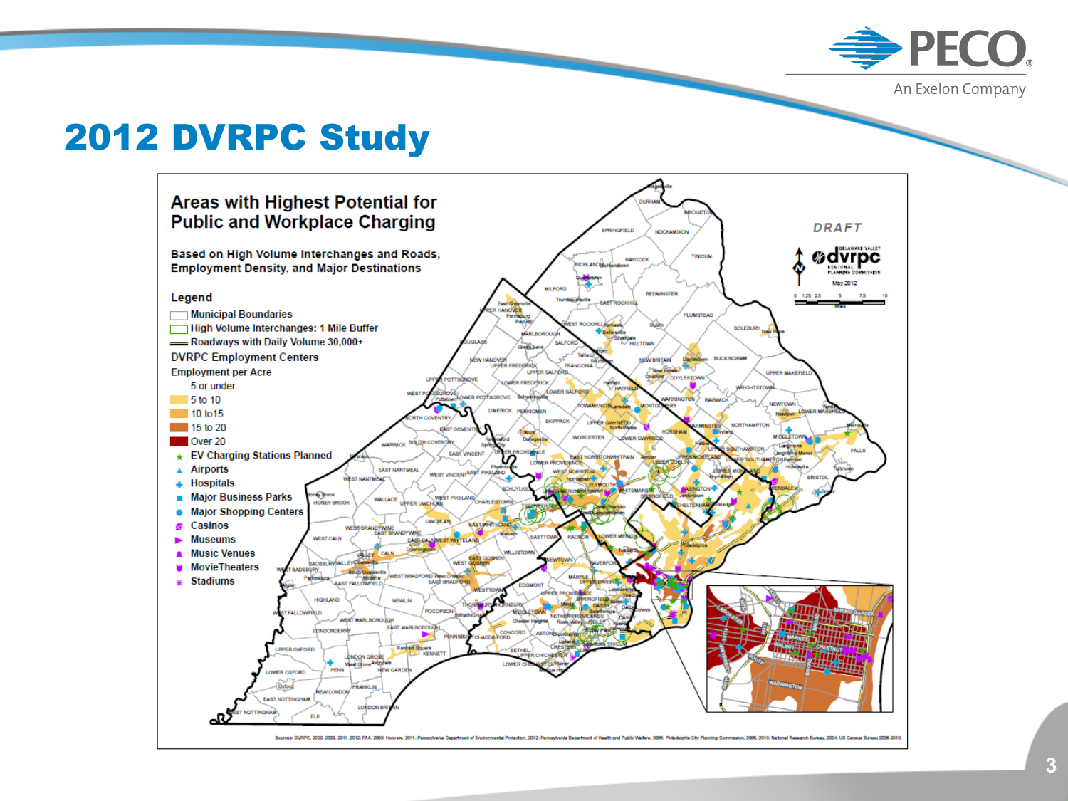# 2012 DVRPC Study

## Areas with Highest Potential for Public and Workplace Charging

**Based on High Volume Interchanges and Roads, Employment Density, and Major Destinations**

DRAFT

DELAWARE VALLEY dvrpc REGIONAL PLANNING COMMISSION

May 2012

**Legend**

- Municipal Boundaries
- High Volume Interchanges: 1 Mile Buffer
- Roadways with Daily Volume 30,000+

DVRPC Employment Centers

Employment per Acre

- 5 or under
- 5 to 10
- 10 to15
- 15 to 20
- Over 20

- EV Charging Stations Planned
- Airports
- Hospitals
- Major Business Parks
- Major Shopping Centers
- Casinos
- Museums
- Music Venues
- MovieTheaters
- Stadiums

Sources: DVRPC, 2000, 2009, 2011, 2012; FAA, 2009; Hoovers, 2011; Pennsylvania Department of Environmental Protection, 2012; Pennsylvania Department of Health and Public Welfare, 2005; Philadelphia City Planning Commission, 2005, 2010; National Research Bureau, 2004; US Census Bureau 2006-2010.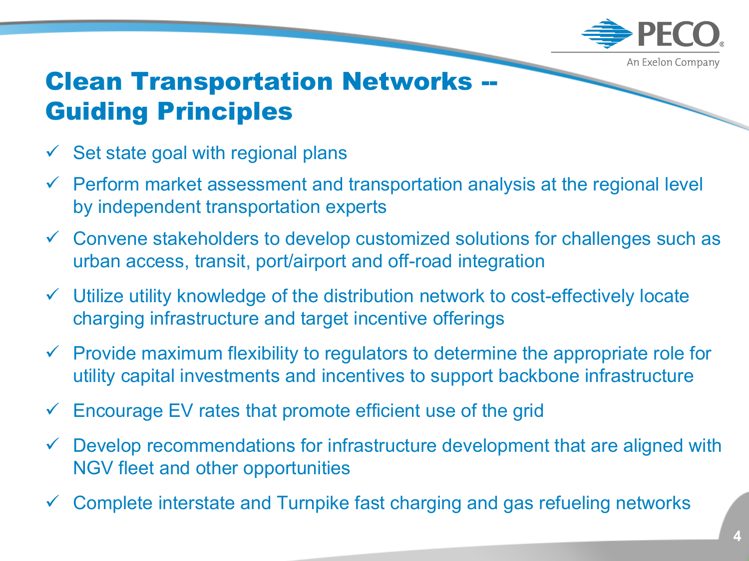# Clean Transportation Networks -- Guiding Principles

- ✓ Set state goal with regional plans
- ✓ Perform market assessment and transportation analysis at the regional level by independent transportation experts
- ✓ Convene stakeholders to develop customized solutions for challenges such as urban access, transit, port/airport and off-road integration
- ✓ Utilize utility knowledge of the distribution network to cost-effectively locate charging infrastructure and target incentive offerings
- ✓ Provide maximum flexibility to regulators to determine the appropriate role for utility capital investments and incentives to support backbone infrastructure
- ✓ Encourage EV rates that promote efficient use of the grid
- ✓ Develop recommendations for infrastructure development that are aligned with NGV fleet and other opportunities
- ✓ Complete interstate and Turnpike fast charging and gas refueling networks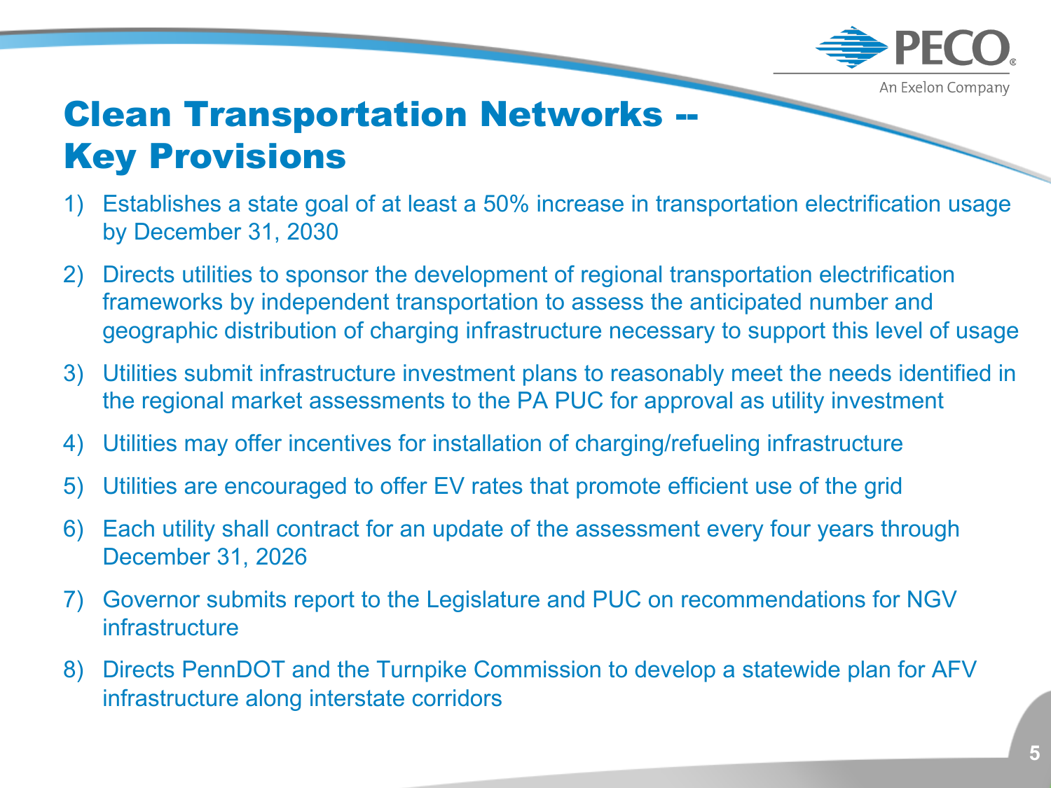# Clean Transportation Networks -- Key Provisions

1) Establishes a state goal of at least a 50% increase in transportation electrification usage by December 31, 2030
2) Directs utilities to sponsor the development of regional transportation electrification frameworks by independent transportation to assess the anticipated number and geographic distribution of charging infrastructure necessary to support this level of usage
3) Utilities submit infrastructure investment plans to reasonably meet the needs identified in the regional market assessments to the PA PUC for approval as utility investment
4) Utilities may offer incentives for installation of charging/refueling infrastructure
5) Utilities are encouraged to offer EV rates that promote efficient use of the grid
6) Each utility shall contract for an update of the assessment every four years through December 31, 2026
7) Governor submits report to the Legislature and PUC on recommendations for NGV infrastructure
8) Directs PennDOT and the Turnpike Commission to develop a statewide plan for AFV infrastructure along interstate corridors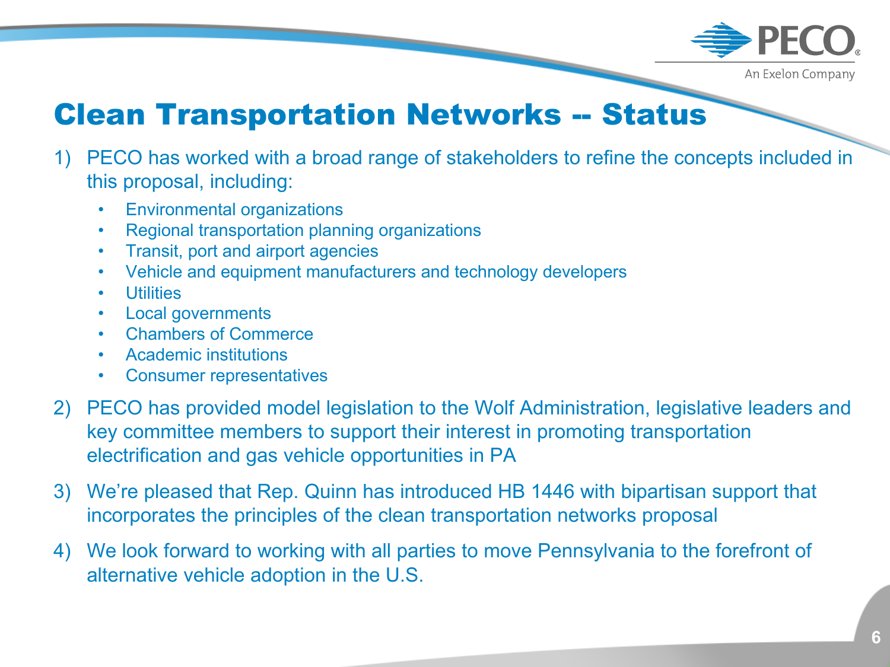PECO
An Exelon Company

# Clean Transportation Networks -- Status

1) PECO has worked with a broad range of stakeholders to refine the concepts included in this proposal, including:
   - Environmental organizations
   - Regional transportation planning organizations
   - Transit, port and airport agencies
   - Vehicle and equipment manufacturers and technology developers
   - Utilities
   - Local governments
   - Chambers of Commerce
   - Academic institutions
   - Consumer representatives
2) PECO has provided model legislation to the Wolf Administration, legislative leaders and key committee members to support their interest in promoting transportation electrification and gas vehicle opportunities in PA
3) We're pleased that Rep. Quinn has introduced HB 1446 with bipartisan support that incorporates the principles of the clean transportation networks proposal
4) We look forward to working with all parties to move Pennsylvania to the forefront of alternative vehicle adoption in the U.S.